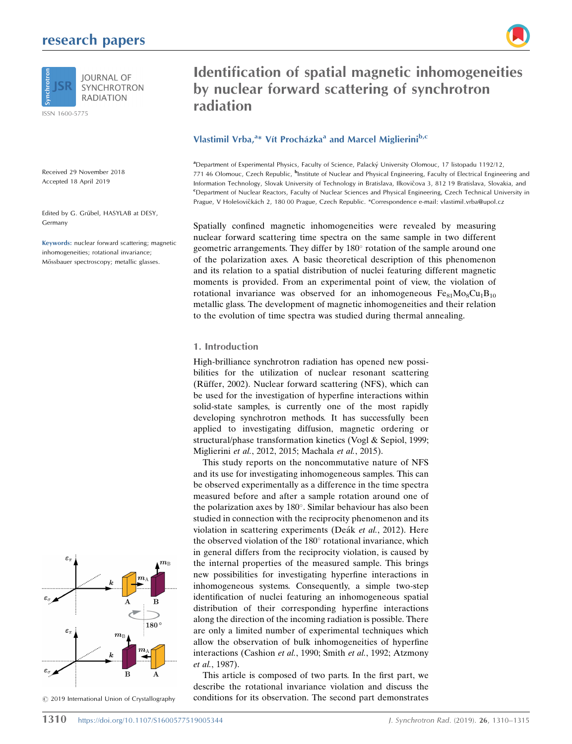# Identification of spatial magnetic inhomogeneities by nuclear forward scattering of synchrotron radiation

**Vlastimil Vrba,[a]* Vít Procházka[a] and Marcel Miglierini[b,c]**

[a]Department of Experimental Physics, Faculty of Science, Palacký University Olomouc, 17 listopadu 1192/12, 771 46 Olomouc, Czech Republic, [b]Institute of Nuclear and Physical Engineering, Faculty of Electrical Engineering and Information Technology, Slovak University of Technology in Bratislava, Ilkovičova 3, 812 19 Bratislava, Slovakia, and [c]Department of Nuclear Reactors, Faculty of Nuclear Sciences and Physical Engineering, Czech Technical University in Prague, V Holešovičkách 2, 180 00 Prague, Czech Republic. *Correspondence e-mail: vlastimil.vrba@upol.cz

Received 29 November 2018
Accepted 18 April 2019

Edited by G. Grübel, HASYLAB at DESY, Germany

**Keywords:** nuclear forward scattering; magnetic inhomogeneities; rotational invariance; Mössbauer spectroscopy; metallic glasses.

Spatially confined magnetic inhomogeneities were revealed by measuring nuclear forward scattering time spectra on the same sample in two different geometric arrangements. They differ by 180° rotation of the sample around one of the polarization axes. A basic theoretical description of this phenomenon and its relation to a spatial distribution of nuclei featuring different magnetic moments is provided. From an experimental point of view, the violation of rotational invariance was observed for an inhomogeneous $Fe_{81}Mo_8Cu_1B_{10}$ metallic glass. The development of magnetic inhomogeneities and their relation to the evolution of time spectra was studied during thermal annealing.

## 1. Introduction

High-brilliance synchrotron radiation has opened new possibilities for the utilization of nuclear resonant scattering (Rüffer, 2002). Nuclear forward scattering (NFS), which can be used for the investigation of hyperfine interactions within solid-state samples, is currently one of the most rapidly developing synchrotron methods. It has successfully been applied to investigating diffusion, magnetic ordering or structural/phase transformation kinetics (Vogl & Sepiol, 1999; Miglierini *et al.*, 2012, 2015; Machala *et al.*, 2015).

This study reports on the noncommutative nature of NFS and its use for investigating inhomogeneous samples. This can be observed experimentally as a difference in the time spectra measured before and after a sample rotation around one of the polarization axes by 180°. Similar behaviour has also been studied in connection with the reciprocity phenomenon and its violation in scattering experiments (Deák *et al.*, 2012). Here the observed violation of the 180° rotational invariance, which in general differs from the reciprocity violation, is caused by the internal properties of the measured sample. This brings new possibilities for investigating hyperfine interactions in inhomogeneous systems. Consequently, a simple two-step identification of nuclei featuring an inhomogeneous spatial distribution of their corresponding hyperfine interactions along the direction of the incoming radiation is possible. There are only a limited number of experimental techniques which allow the observation of bulk inhomogeneities of hyperfine interactions (Cashion *et al.*, 1990; Smith *et al.*, 1992; Atzmony *et al.*, 1987).

This article is composed of two parts. In the first part, we describe the rotational invariance violation and discuss the conditions for its observation. The second part demonstrates

© 2019 International Union of Crystallography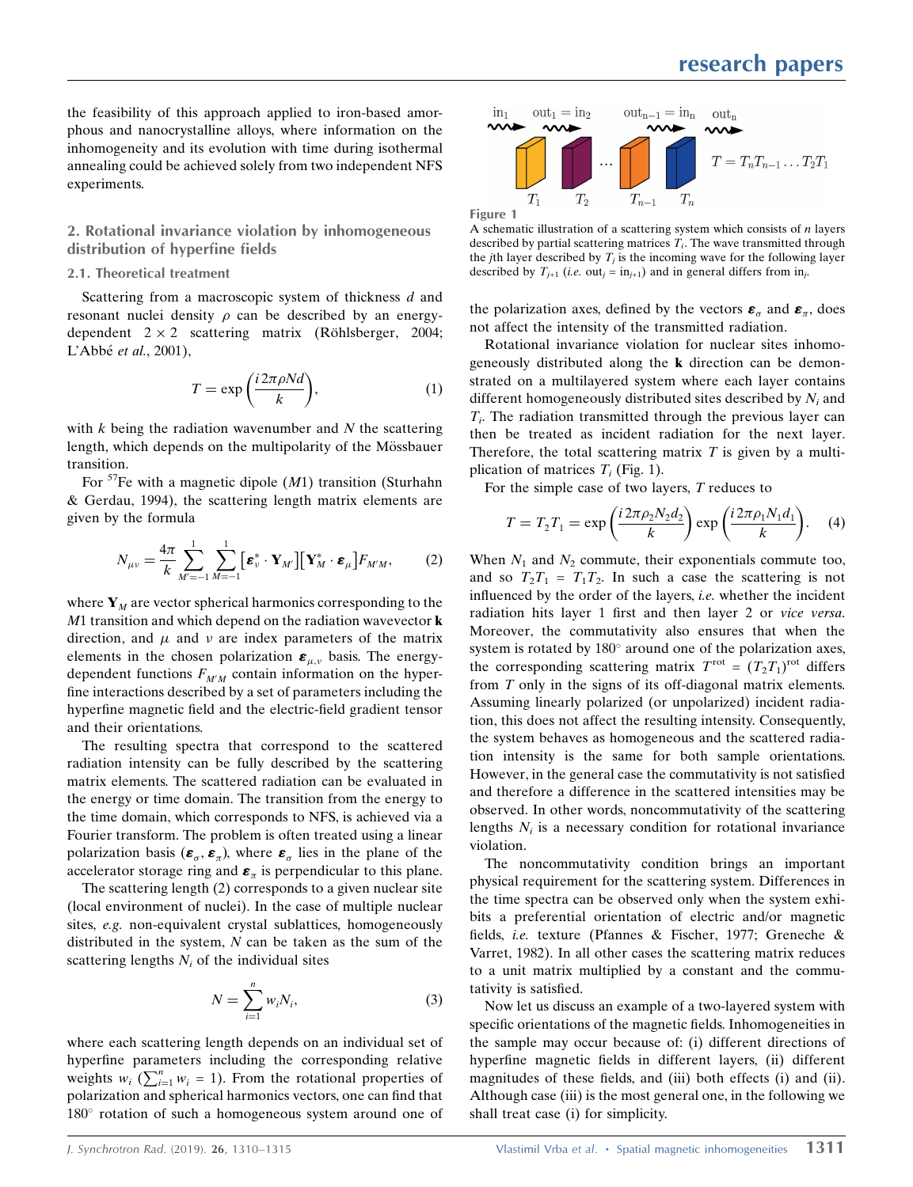the feasibility of this approach applied to iron-based amorphous and nanocrystalline alloys, where information on the inhomogeneity and its evolution with time during isothermal annealing could be achieved solely from two independent NFS experiments.

## 2. Rotational invariance violation by inhomogeneous distribution of hyperfine fields

### 2.1. Theoretical treatment

Scattering from a macroscopic system of thickness $d$ and resonant nuclei density $\rho$ can be described by an energy-dependent $2 \times 2$ scattering matrix (Röhlsberger, 2004; L'Abbé *et al.*, 2001),

$$T = \exp\left(\frac{i\,2\pi\rho N d}{k}\right), \tag{1}$$

with $k$ being the radiation wavenumber and $N$ the scattering length, which depends on the multipolarity of the Mössbauer transition.

For $^{57}$Fe with a magnetic dipole ($M1$) transition (Sturhahn & Gerdau, 1994), the scattering length matrix elements are given by the formula

$$N_{\mu\nu} = \frac{4\pi}{k}\sum_{M'=-1}^{1}\sum_{M=-1}^{1}\left[\boldsymbol{\varepsilon}_{\nu}^{*}\cdot\mathbf{Y}_{M'}\right]\left[\mathbf{Y}_{M}^{*}\cdot\boldsymbol{\varepsilon}_{\mu}\right]F_{M'M}, \tag{2}$$

where $\mathbf{Y}_M$ are vector spherical harmonics corresponding to the $M1$ transition and which depend on the radiation wavevector $\mathbf{k}$ direction, and $\mu$ and $\nu$ are index parameters of the matrix elements in the chosen polarization $\boldsymbol{\varepsilon}_{\mu,\nu}$ basis. The energy-dependent functions $F_{M'M}$ contain information on the hyperfine interactions described by a set of parameters including the hyperfine magnetic field and the electric-field gradient tensor and their orientations.

The resulting spectra that correspond to the scattered radiation intensity can be fully described by the scattering matrix elements. The scattered radiation can be evaluated in the energy or time domain. The transition from the energy to the time domain, which corresponds to NFS, is achieved via a Fourier transform. The problem is often treated using a linear polarization basis ($\boldsymbol{\varepsilon}_\sigma$, $\boldsymbol{\varepsilon}_\pi$), where $\boldsymbol{\varepsilon}_\sigma$ lies in the plane of the accelerator storage ring and $\boldsymbol{\varepsilon}_\pi$ is perpendicular to this plane.

The scattering length (2) corresponds to a given nuclear site (local environment of nuclei). In the case of multiple nuclear sites, *e.g.* non-equivalent crystal sublattices, homogeneously distributed in the system, $N$ can be taken as the sum of the scattering lengths $N_i$ of the individual sites

$$N = \sum_{i=1}^{n} w_i N_i, \tag{3}$$

where each scattering length depends on an individual set of hyperfine parameters including the corresponding relative weights $w_i$ ($\sum_{i=1}^{n} w_i = 1$). From the rotational properties of polarization and spherical harmonics vectors, one can find that 180° rotation of such a homogeneous system around one of the polarization axes, defined by the vectors $\boldsymbol{\varepsilon}_\sigma$ and $\boldsymbol{\varepsilon}_\pi$, does not affect the intensity of the transmitted radiation.

Figure 1

A schematic illustration of a scattering system which consists of $n$ layers described by partial scattering matrices $T_i$. The wave transmitted through the $j$th layer described by $T_j$ is the incoming wave for the following layer described by $T_{j+1}$ (*i.e.* out$_j$ = in$_{j+1}$) and in general differs from in$_j$.

Rotational invariance violation for nuclear sites inhomogeneously distributed along the $\mathbf{k}$ direction can be demonstrated on a multilayered system where each layer contains different homogeneously distributed sites described by $N_i$ and $T_i$. The radiation transmitted through the previous layer can then be treated as incident radiation for the next layer. Therefore, the total scattering matrix $T$ is given by a multiplication of matrices $T_i$ (Fig. 1).

For the simple case of two layers, $T$ reduces to

$$T = T_2 T_1 = \exp\left(\frac{i\,2\pi\rho_2 N_2 d_2}{k}\right)\exp\left(\frac{i\,2\pi\rho_1 N_1 d_1}{k}\right). \tag{4}$$

When $N_1$ and $N_2$ commute, their exponentials commute too, and so $T_2T_1 = T_1T_2$. In such a case the scattering is not influenced by the order of the layers, *i.e.* whether the incident radiation hits layer 1 first and then layer 2 or *vice versa*. Moreover, the commutativity also ensures that when the system is rotated by 180° around one of the polarization axes, the corresponding scattering matrix $T^{\rm rot} = (T_2T_1)^{\rm rot}$ differs from $T$ only in the signs of its off-diagonal matrix elements. Assuming linearly polarized (or unpolarized) incident radiation, this does not affect the resulting intensity. Consequently, the system behaves as homogeneous and the scattered radiation intensity is the same for both sample orientations. However, in the general case the commutativity is not satisfied and therefore a difference in the scattered intensities may be observed. In other words, noncommutativity of the scattering lengths $N_i$ is a necessary condition for rotational invariance violation.

The noncommutativity condition brings an important physical requirement for the scattering system. Differences in the time spectra can be observed only when the system exhibits a preferential orientation of electric and/or magnetic fields, *i.e.* texture (Pfannes & Fischer, 1977; Greneche & Varret, 1982). In all other cases the scattering matrix reduces to a unit matrix multiplied by a constant and the commutativity is satisfied.

Now let us discuss an example of a two-layered system with specific orientations of the magnetic fields. Inhomogeneities in the sample may occur because of: (i) different directions of hyperfine magnetic fields in different layers, (ii) different magnitudes of these fields, and (iii) both effects (i) and (ii). Although case (iii) is the most general one, in the following we shall treat case (i) for simplicity.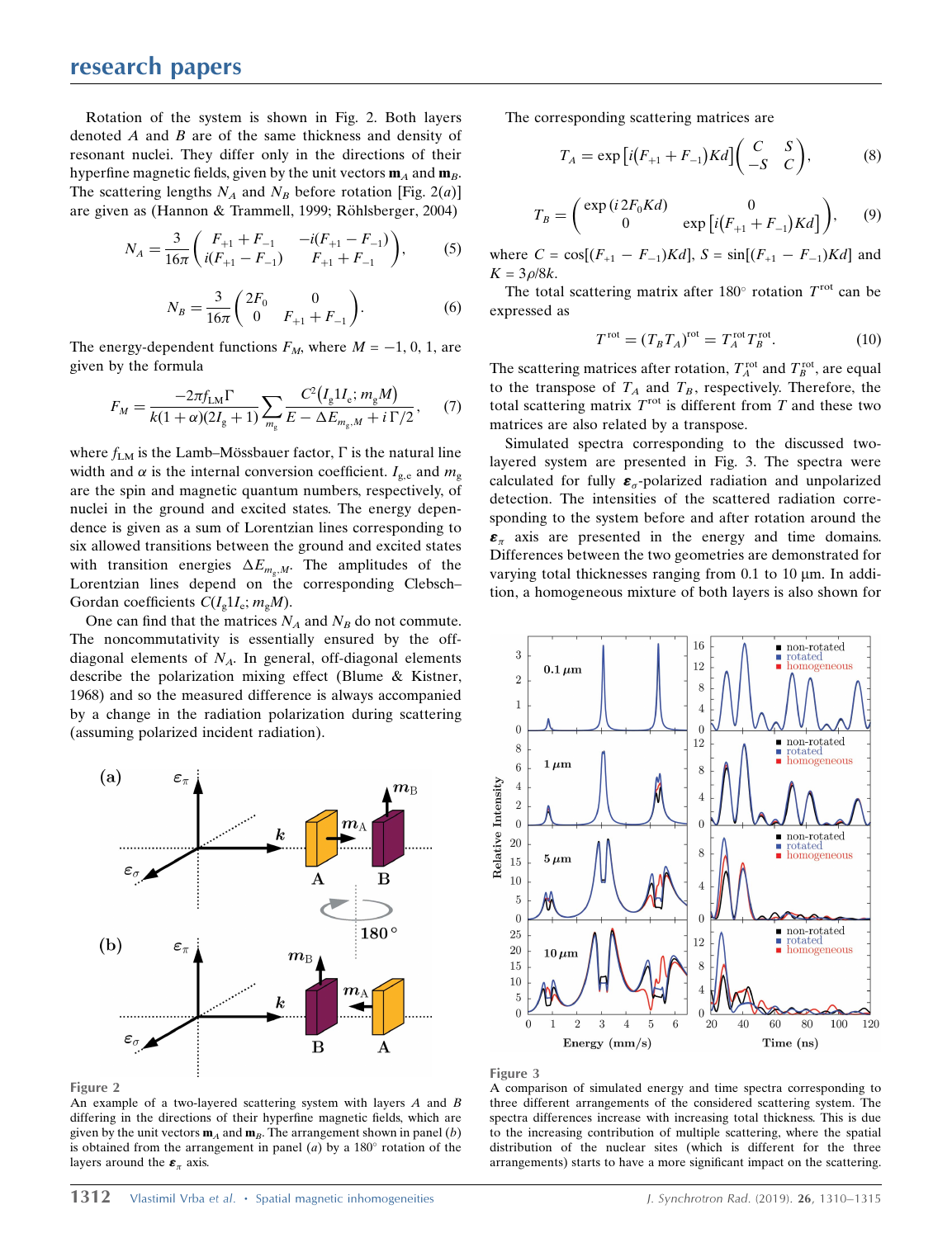Rotation of the system is shown in Fig. 2. Both layers denoted $A$ and $B$ are of the same thickness and density of resonant nuclei. They differ only in the directions of their hyperfine magnetic fields, given by the unit vectors $\mathbf{m}_A$ and $\mathbf{m}_B$. The scattering lengths $N_A$ and $N_B$ before rotation [Fig. 2(*a*)] are given as (Hannon & Trammell, 1999; Röhlsberger, 2004)

$$N_A = \frac{3}{16\pi}\begin{pmatrix} F_{+1}+F_{-1} & -i(F_{+1}-F_{-1}) \\ i(F_{+1}-F_{-1}) & F_{+1}+F_{-1}\end{pmatrix}, \tag{5}$$

$$N_B = \frac{3}{16\pi}\begin{pmatrix} 2F_0 & 0 \\ 0 & F_{+1}+F_{-1}\end{pmatrix}. \tag{6}$$

The energy-dependent functions $F_M$, where $M = -1, 0, 1$, are given by the formula

$$F_M = \frac{-2\pi f_{\rm LM}\Gamma}{k(1+\alpha)(2I_{\rm g}+1)}\sum_{m_{\rm g}}\frac{C^2\big(I_{\rm g}1I_{\rm e};m_{\rm g}M\big)}{E-\Delta E_{m_{\rm g},M}+i\Gamma/2}, \tag{7}$$

where $f_{\rm LM}$ is the Lamb–Mössbauer factor, $\Gamma$ is the natural line width and $\alpha$ is the internal conversion coefficient. $I_{\rm g,e}$ and $m_{\rm g}$ are the spin and magnetic quantum numbers, respectively, of nuclei in the ground and excited states. The energy dependence is given as a sum of Lorentzian lines corresponding to six allowed transitions between the ground and excited states with transition energies $\Delta E_{m_{\rm g},M}$. The amplitudes of the Lorentzian lines depend on the corresponding Clebsch–Gordan coefficients $C(I_{\rm g}1I_{\rm e};m_{\rm g}M)$.

One can find that the matrices $N_A$ and $N_B$ do not commute. The noncommutativity is essentially ensured by the off-diagonal elements of $N_A$. In general, off-diagonal elements describe the polarization mixing effect (Blume & Kistner, 1968) and so the measured difference is always accompanied by a change in the radiation polarization during scattering (assuming polarized incident radiation).

**Figure 2**
An example of a two-layered scattering system with layers $A$ and $B$ differing in the directions of their hyperfine magnetic fields, which are given by the unit vectors $\mathbf{m}_A$ and $\mathbf{m}_B$. The arrangement shown in panel (*b*) is obtained from the arrangement in panel (*a*) by a 180° rotation of the layers around the $\boldsymbol{\varepsilon}_\pi$ axis.

The corresponding scattering matrices are

$$T_A = \exp\big[i(F_{+1}+F_{-1})Kd\big]\begin{pmatrix} C & S \\ -S & C\end{pmatrix}, \tag{8}$$

$$T_B = \begin{pmatrix} \exp{(i\,2F_0Kd)} & 0 \\ 0 & \exp\big[i(F_{+1}+F_{-1})Kd\big]\end{pmatrix}, \tag{9}$$

where $C = \cos[(F_{+1}-F_{-1})Kd]$, $S = \sin[(F_{+1}-F_{-1})Kd]$ and $K = 3\rho/8k$.

The total scattering matrix after 180° rotation $T^{\rm rot}$ can be expressed as

$$T^{\rm rot} = (T_BT_A)^{\rm rot} = T_A^{\rm rot}T_B^{\rm rot}. \tag{10}$$

The scattering matrices after rotation, $T_A^{\rm rot}$ and $T_B^{\rm rot}$, are equal to the transpose of $T_A$ and $T_B$, respectively. Therefore, the total scattering matrix $T^{\rm rot}$ is different from $T$ and these two matrices are also related by a transpose.

Simulated spectra corresponding to the discussed two-layered system are presented in Fig. 3. The spectra were calculated for fully $\boldsymbol{\varepsilon}_\sigma$-polarized radiation and unpolarized detection. The intensities of the scattered radiation corresponding to the system before and after rotation around the $\boldsymbol{\varepsilon}_\pi$ axis are presented in the energy and time domains. Differences between the two geometries are demonstrated for varying total thicknesses ranging from 0.1 to 10 µm. In addition, a homogeneous mixture of both layers is also shown for

**Figure 3**
A comparison of simulated energy and time spectra corresponding to three different arrangements of the considered scattering system. The spectra differences increase with increasing total thickness. This is due to the increasing contribution of multiple scattering, where the spatial distribution of the nuclear sites (which is different for the three arrangements) starts to have a more significant impact on the scattering.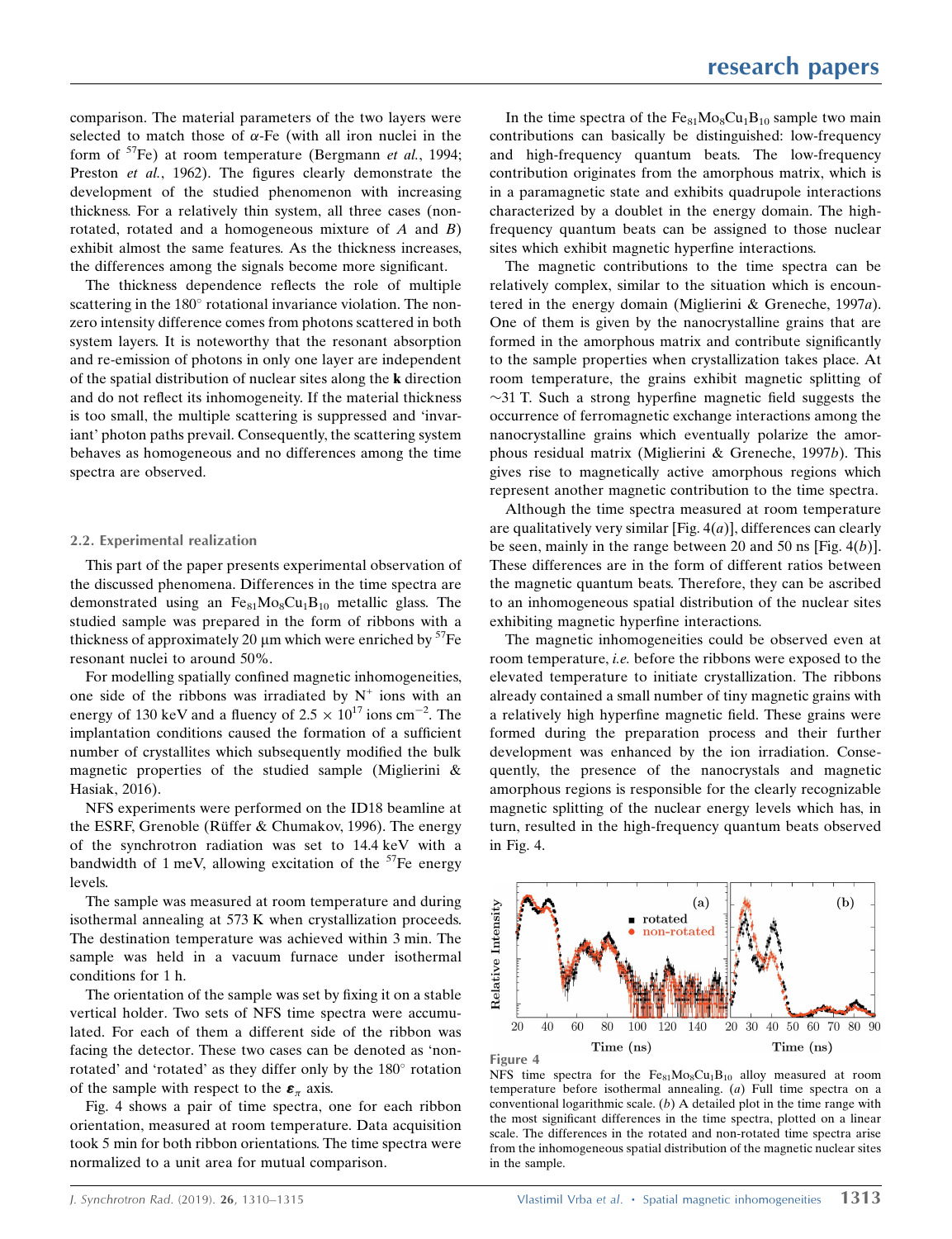comparison. The material parameters of the two layers were selected to match those of α-Fe (with all iron nuclei in the form of $^{57}$Fe) at room temperature (Bergmann *et al.*, 1994; Preston *et al.*, 1962). The figures clearly demonstrate the development of the studied phenomenon with increasing thickness. For a relatively thin system, all three cases (non-rotated, rotated and a homogeneous mixture of *A* and *B*) exhibit almost the same features. As the thickness increases, the differences among the signals become more significant.

The thickness dependence reflects the role of multiple scattering in the 180° rotational invariance violation. The non-zero intensity difference comes from photons scattered in both system layers. It is noteworthy that the resonant absorption and re-emission of photons in only one layer are independent of the spatial distribution of nuclear sites along the **k** direction and do not reflect its inhomogeneity. If the material thickness is too small, the multiple scattering is suppressed and 'invariant' photon paths prevail. Consequently, the scattering system behaves as homogeneous and no differences among the time spectra are observed.

### 2.2. Experimental realization

This part of the paper presents experimental observation of the discussed phenomena. Differences in the time spectra are demonstrated using an $Fe_{81}Mo_8Cu_1B_{10}$ metallic glass. The studied sample was prepared in the form of ribbons with a thickness of approximately 20 μm which were enriched by $^{57}$Fe resonant nuclei to around 50%.

For modelling spatially confined magnetic inhomogeneities, one side of the ribbons was irradiated by $N^+$ ions with an energy of 130 keV and a fluency of $2.5 \times 10^{17}$ ions cm$^{-2}$. The implantation conditions caused the formation of a sufficient number of crystallites which subsequently modified the bulk magnetic properties of the studied sample (Miglierini & Hasiak, 2016).

NFS experiments were performed on the ID18 beamline at the ESRF, Grenoble (Rüffer & Chumakov, 1996). The energy of the synchrotron radiation was set to 14.4 keV with a bandwidth of 1 meV, allowing excitation of the $^{57}$Fe energy levels.

The sample was measured at room temperature and during isothermal annealing at 573 K when crystallization proceeds. The destination temperature was achieved within 3 min. The sample was held in a vacuum furnace under isothermal conditions for 1 h.

The orientation of the sample was set by fixing it on a stable vertical holder. Two sets of NFS time spectra were accumulated. For each of them a different side of the ribbon was facing the detector. These two cases can be denoted as 'non-rotated' and 'rotated' as they differ only by the 180° rotation of the sample with respect to the $\boldsymbol{\varepsilon}_\pi$ axis.

Fig. 4 shows a pair of time spectra, one for each ribbon orientation, measured at room temperature. Data acquisition took 5 min for both ribbon orientations. The time spectra were normalized to a unit area for mutual comparison.

In the time spectra of the $Fe_{81}Mo_8Cu_1B_{10}$ sample two main contributions can basically be distinguished: low-frequency and high-frequency quantum beats. The low-frequency contribution originates from the amorphous matrix, which is in a paramagnetic state and exhibits quadrupole interactions characterized by a doublet in the energy domain. The high-frequency quantum beats can be assigned to those nuclear sites which exhibit magnetic hyperfine interactions.

The magnetic contributions to the time spectra can be relatively complex, similar to the situation which is encountered in the energy domain (Miglierini & Greneche, 1997*a*). One of them is given by the nanocrystalline grains that are formed in the amorphous matrix and contribute significantly to the sample properties when crystallization takes place. At room temperature, the grains exhibit magnetic splitting of ~31 T. Such a strong hyperfine magnetic field suggests the occurrence of ferromagnetic exchange interactions among the nanocrystalline grains which eventually polarize the amorphous residual matrix (Miglierini & Greneche, 1997*b*). This gives rise to magnetically active amorphous regions which represent another magnetic contribution to the time spectra.

Although the time spectra measured at room temperature are qualitatively very similar [Fig. 4(*a*)], differences can clearly be seen, mainly in the range between 20 and 50 ns [Fig. 4(*b*)]. These differences are in the form of different ratios between the magnetic quantum beats. Therefore, they can be ascribed to an inhomogeneous spatial distribution of the nuclear sites exhibiting magnetic hyperfine interactions.

The magnetic inhomogeneities could be observed even at room temperature, *i.e.* before the ribbons were exposed to the elevated temperature to initiate crystallization. The ribbons already contained a small number of tiny magnetic grains with a relatively high hyperfine magnetic field. These grains were formed during the preparation process and their further development was enhanced by the ion irradiation. Consequently, the presence of the nanocrystals and magnetic amorphous regions is responsible for the clearly recognizable magnetic splitting of the nuclear energy levels which has, in turn, resulted in the high-frequency quantum beats observed in Fig. 4.

**Figure 4**
NFS time spectra for the $Fe_{81}Mo_8Cu_1B_{10}$ alloy measured at room temperature before isothermal annealing. (*a*) Full time spectra on a conventional logarithmic scale. (*b*) A detailed plot in the time range with the most significant differences in the time spectra, plotted on a linear scale. The differences in the rotated and non-rotated time spectra arise from the inhomogeneous spatial distribution of the magnetic nuclear sites in the sample.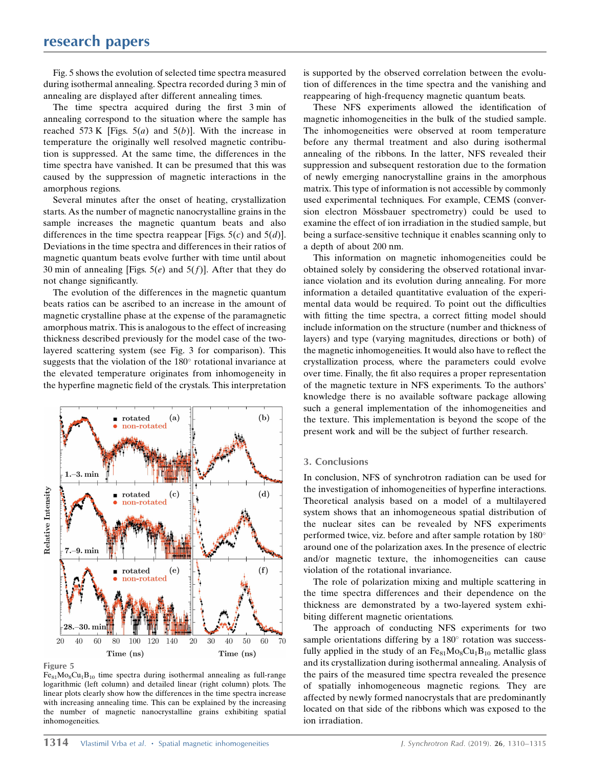Fig. 5 shows the evolution of selected time spectra measured during isothermal annealing. Spectra recorded during 3 min of annealing are displayed after different annealing times.

The time spectra acquired during the first 3 min of annealing correspond to the situation where the sample has reached 573 K [Figs. 5(*a*) and 5(*b*)]. With the increase in temperature the originally well resolved magnetic contribution is suppressed. At the same time, the differences in the time spectra have vanished. It can be presumed that this was caused by the suppression of magnetic interactions in the amorphous regions.

Several minutes after the onset of heating, crystallization starts. As the number of magnetic nanocrystalline grains in the sample increases the magnetic quantum beats and also differences in the time spectra reappear [Figs. 5(*c*) and 5(*d*)]. Deviations in the time spectra and differences in their ratios of magnetic quantum beats evolve further with time until about 30 min of annealing [Figs. 5(*e*) and 5(*f*)]. After that they do not change significantly.

The evolution of the differences in the magnetic quantum beats ratios can be ascribed to an increase in the amount of magnetic crystalline phase at the expense of the paramagnetic amorphous matrix. This is analogous to the effect of increasing thickness described previously for the model case of the two-layered scattering system (see Fig. 3 for comparison). This suggests that the violation of the 180° rotational invariance at the elevated temperature originates from inhomogeneity in the hyperfine magnetic field of the crystals. This interpretation is supported by the observed correlation between the evolution of differences in the time spectra and the vanishing and reappearing of high-frequency magnetic quantum beats.

These NFS experiments allowed the identification of magnetic inhomogeneities in the bulk of the studied sample. The inhomogeneities were observed at room temperature before any thermal treatment and also during isothermal annealing of the ribbons. In the latter, NFS revealed their suppression and subsequent restoration due to the formation of newly emerging nanocrystalline grains in the amorphous matrix. This type of information is not accessible by commonly used experimental techniques. For example, CEMS (conversion electron Mössbauer spectrometry) could be used to examine the effect of ion irradiation in the studied sample, but being a surface-sensitive technique it enables scanning only to a depth of about 200 nm.

This information on magnetic inhomogeneities could be obtained solely by considering the observed rotational invariance violation and its evolution during annealing. For more information a detailed quantitative evaluation of the experimental data would be required. To point out the difficulties with fitting the time spectra, a correct fitting model should include information on the structure (number and thickness of layers) and type (varying magnitudes, directions or both) of the magnetic inhomogeneities. It would also have to reflect the crystallization process, where the parameters could evolve over time. Finally, the fit also requires a proper representation of the magnetic texture in NFS experiments. To the authors' knowledge there is no available software package allowing such a general implementation of the inhomogeneities and the texture. This implementation is beyond the scope of the present work and will be the subject of further research.

**Figure 5**

$Fe_{81}Mo_8Cu_1B_{10}$ time spectra during isothermal annealing as full-range logarithmic (left column) and detailed linear (right column) plots. The linear plots clearly show how the differences in the time spectra increase with increasing annealing time. This can be explained by the increasing the number of magnetic nanocrystalline grains exhibiting spatial inhomogeneities.

## 3. Conclusions

In conclusion, NFS of synchrotron radiation can be used for the investigation of inhomogeneities of hyperfine interactions. Theoretical analysis based on a model of a multilayered system shows that an inhomogeneous spatial distribution of the nuclear sites can be revealed by NFS experiments performed twice, viz. before and after sample rotation by 180° around one of the polarization axes. In the presence of electric and/or magnetic texture, the inhomogeneities can cause violation of the rotational invariance.

The role of polarization mixing and multiple scattering in the time spectra differences and their dependence on the thickness are demonstrated by a two-layered system exhibiting different magnetic orientations.

The approach of conducting NFS experiments for two sample orientations differing by a 180° rotation was successfully applied in the study of an $Fe_{81}Mo_8Cu_1B_{10}$ metallic glass and its crystallization during isothermal annealing. Analysis of the pairs of the measured time spectra revealed the presence of spatially inhomogeneous magnetic regions. They are affected by newly formed nanocrystals that are predominantly located on that side of the ribbons which was exposed to the ion irradiation.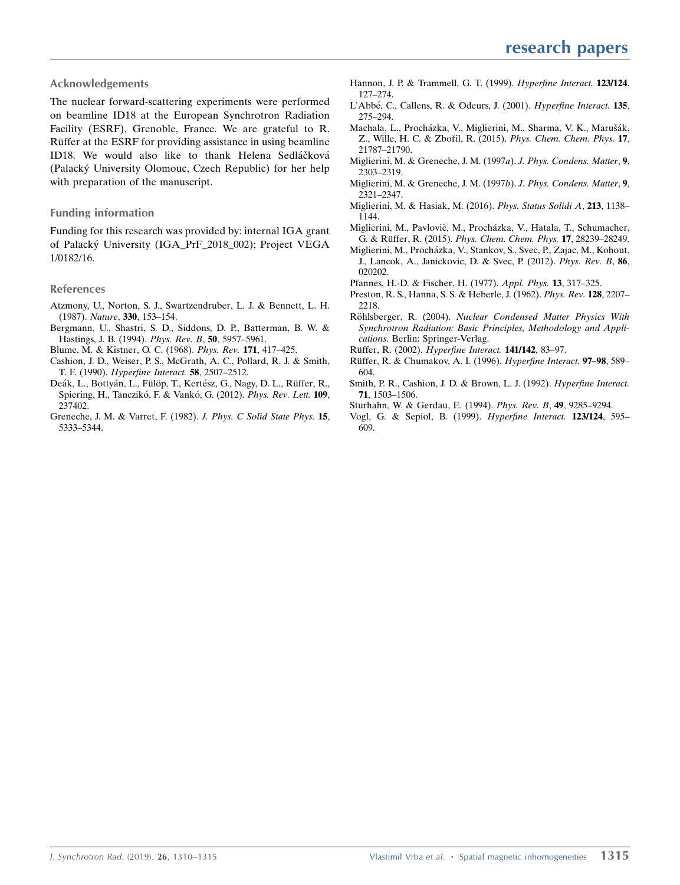## Acknowledgements

The nuclear forward-scattering experiments were performed on beamline ID18 at the European Synchrotron Radiation Facility (ESRF), Grenoble, France. We are grateful to R. Rüffer at the ESRF for providing assistance in using beamline ID18. We would also like to thank Helena Sedláčková (Palacký University Olomouc, Czech Republic) for her help with preparation of the manuscript.

## Funding information

Funding for this research was provided by: internal IGA grant of Palacký University (IGA_PrF_2018_002); Project VEGA 1/0182/16.

## References

Atzmony, U., Norton, S. J., Swartzendruber, L. J. & Bennett, L. H. (1987). *Nature*, **330**, 153–154.

Bergmann, U., Shastri, S. D., Siddons, D. P., Batterman, B. W. & Hastings, J. B. (1994). *Phys. Rev. B*, **50**, 5957–5961.

Blume, M. & Kistner, O. C. (1968). *Phys. Rev.* **171**, 417–425.

Cashion, J. D., Weiser, P. S., McGrath, A. C., Pollard, R. J. & Smith, T. F. (1990). *Hyperfine Interact.* **58**, 2507–2512.

Deák, L., Bottyán, L., Fülöp, T., Kertész, G., Nagy, D. L., Rüffer, R., Spiering, H., Tanczikó, F. & Vankó, G. (2012). *Phys. Rev. Lett.* **109**, 237402.

Greneche, J. M. & Varret, F. (1982). *J. Phys. C Solid State Phys.* **15**, 5333–5344.

Hannon, J. P. & Trammell, G. T. (1999). *Hyperfine Interact.* **123/124**, 127–274.

L'Abbé, C., Callens, R. & Odeurs, J. (2001). *Hyperfine Interact.* **135**, 275–294.

Machala, L., Procházka, V., Miglierini, M., Sharma, V. K., Marušák, Z., Wille, H. C. & Zbořil, R. (2015). *Phys. Chem. Chem. Phys.* **17**, 21787–21790.

Miglierini, M. & Greneche, J. M. (1997*a*). *J. Phys. Condens. Matter*, **9**, 2303–2319.

Miglierini, M. & Greneche, J. M. (1997*b*). *J. Phys. Condens. Matter*, **9**, 2321–2347.

Miglierini, M. & Hasiak, M. (2016). *Phys. Status Solidi A*, **213**, 1138–1144.

Miglierini, M., Pavlovič, M., Procházka, V., Hatala, T., Schumacher, G. & Rüffer, R. (2015). *Phys. Chem. Chem. Phys.* **17**, 28239–28249.

Miglierini, M., Procházka, V., Stankov, S., Svec, P., Zajac, M., Kohout, J., Lancok, A., Janickovic, D. & Svec, P. (2012). *Phys. Rev. B*, **86**, 020202.

Pfannes, H.-D. & Fischer, H. (1977). *Appl. Phys.* **13**, 317–325.

Preston, R. S., Hanna, S. S. & Heberle, J. (1962). *Phys. Rev.* **128**, 2207–2218.

Röhlsberger, R. (2004). *Nuclear Condensed Matter Physics With Synchrotron Radiation: Basic Principles, Methodology and Applications.* Berlin: Springer-Verlag.

Rüffer, R. (2002). *Hyperfine Interact.* **141/142**, 83–97.

Rüffer, R. & Chumakov, A. I. (1996). *Hyperfine Interact.* **97–98**, 589–604.

Smith, P. R., Cashion, J. D. & Brown, L. J. (1992). *Hyperfine Interact.* **71**, 1503–1506.

Sturhahn, W. & Gerdau, E. (1994). *Phys. Rev. B*, **49**, 9285–9294.

Vogl, G. & Sepiol, B. (1999). *Hyperfine Interact.* **123/124**, 595–609.